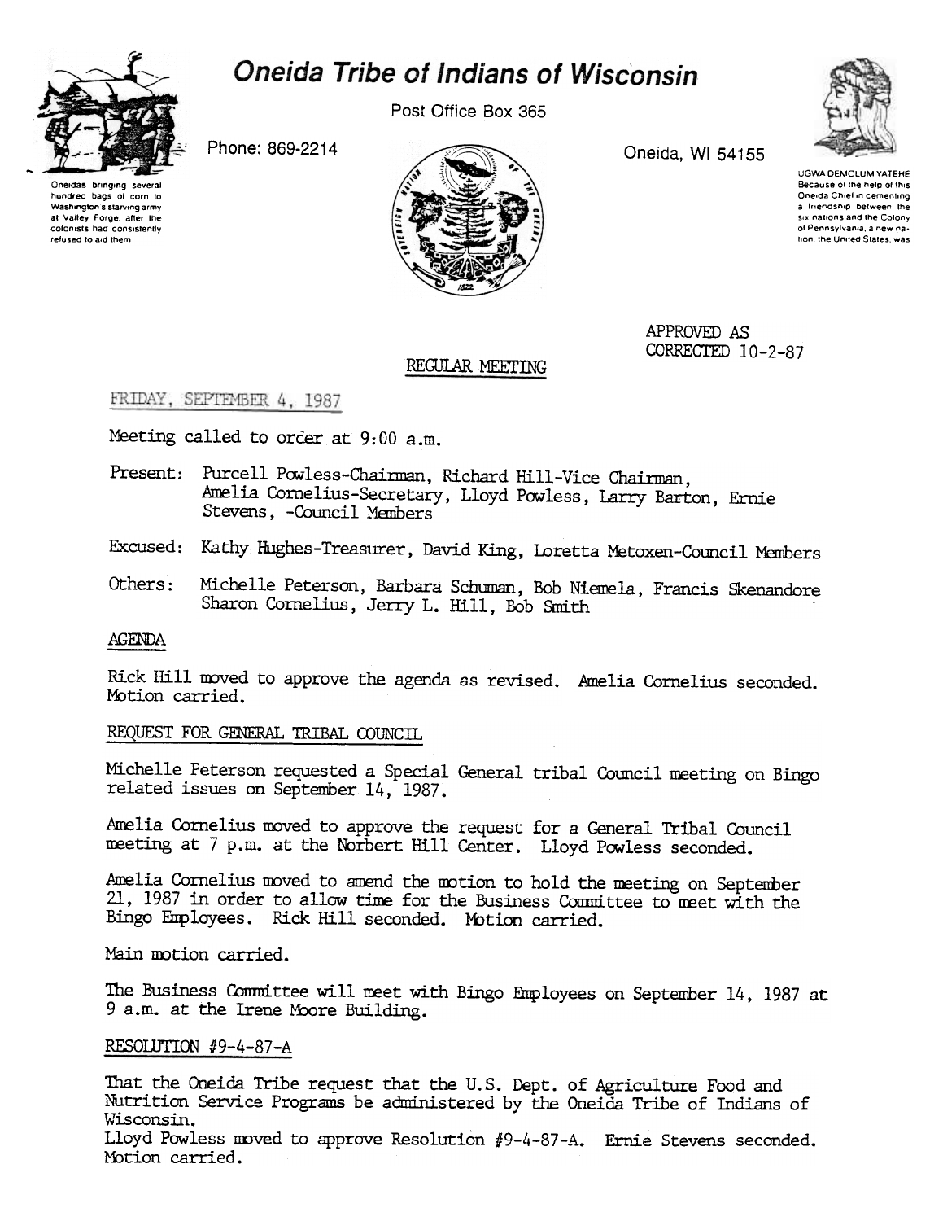# Oneida Tribe of Indians of Wisconsin

Post Office Box 365

Phone: 869-2214

Oneida, WI 54155

Oneidas bringing several hundred bags of corn to Washington's starving army at Valley Forge, after the colonists had consistently refused to aid them

UGWA DEMOLUM YATEHE
Because of the help of this Oneida Chief in cementing a friendship between the six nations and the Colony of Pennsylvania, a new nation, the United States, was

APPROVED AS
CORRECTED 10-2-87

## REGULAR MEETING

FRIDAY, SEPTEMBER 4, 1987

Meeting called to order at 9:00 a.m.

Present: Purcell Powless-Chairman, Richard Hill-Vice Chairman, Amelia Cornelius-Secretary, Lloyd Powless, Larry Barton, Ernie Stevens, -Council Members

Excused: Kathy Hughes-Treasurer, David King, Loretta Metoxen-Council Members

Others: Michelle Peterson, Barbara Schuman, Bob Niemela, Francis Skenandore Sharon Cornelius, Jerry L. Hill, Bob Smith

### AGENDA

Rick Hill moved to approve the agenda as revised. Amelia Cornelius seconded. Motion carried.

### REQUEST FOR GENERAL TRIBAL COUNCIL

Michelle Peterson requested a Special General tribal Council meeting on Bingo related issues on September 14, 1987.

Amelia Cornelius moved to approve the request for a General Tribal Council meeting at 7 p.m. at the Norbert Hill Center. Lloyd Powless seconded.

Amelia Cornelius moved to amend the motion to hold the meeting on September 21, 1987 in order to allow time for the Business Committee to meet with the Bingo Employees. Rick Hill seconded. Motion carried.

Main motion carried.

The Business Committee will meet with Bingo Employees on September 14, 1987 at 9 a.m. at the Irene Moore Building.

### RESOLUTION #9-4-87-A

That the Oneida Tribe request that the U.S. Dept. of Agriculture Food and Nutrition Service Programs be administered by the Oneida Tribe of Indians of Wisconsin.
Lloyd Powless moved to approve Resolution #9-4-87-A. Ernie Stevens seconded. Motion carried.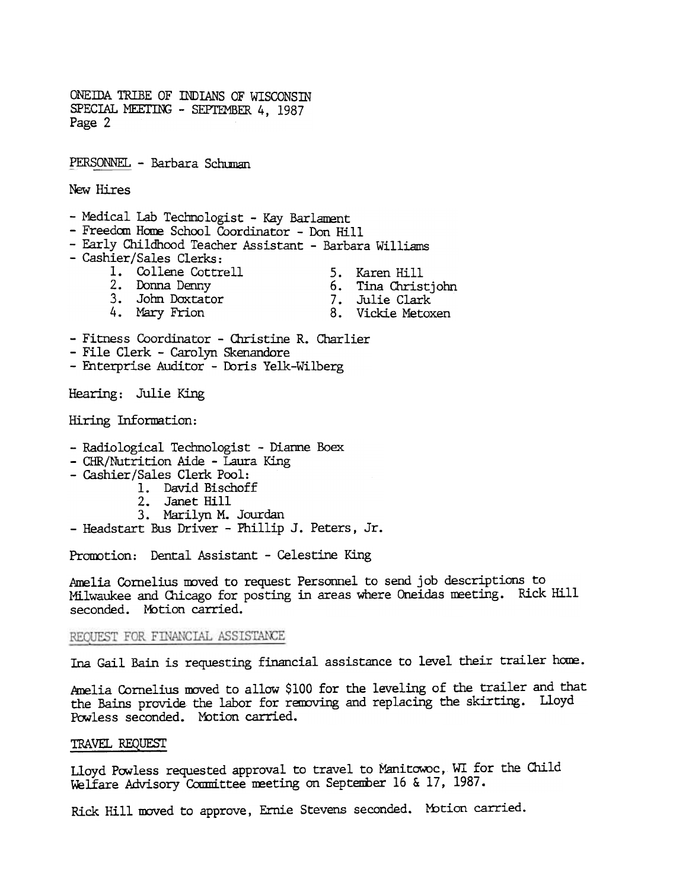PERSONNEL - Barbara Schuman

New Hires

- Medical Lab Technologist - Kay Barlament
- Freedom Home School Coordinator - Don Hill
- Early Childhood Teacher Assistant - Barbara Williams
- Cashier/Sales Clerks:
    1. Collene Cottrell
    2. Donna Denny
    3. John Doxtator
    4. Mary Frion
    5. Karen Hill
    6. Tina Christjohn
    7. Julie Clark
    8. Vickie Metoxen
- Fitness Coordinator - Christine R. Charlier
- File Clerk - Carolyn Skenandore
- Enterprise Auditor - Doris Yelk-Wilberg

Hearing: Julie King

Hiring Information:

- Radiological Technologist - Dianne Boex
- CHR/Nutrition Aide - Laura King
- Cashier/Sales Clerk Pool:
    1. David Bischoff
    2. Janet Hill
    3. Marilyn M. Jourdan
- Headstart Bus Driver - Phillip J. Peters, Jr.

Promotion: Dental Assistant - Celestine King

Amelia Cornelius moved to request Personnel to send job descriptions to Milwaukee and Chicago for posting in areas where Oneidas meeting. Rick Hill seconded. Motion carried.

REQUEST FOR FINANCIAL ASSISTANCE

Ina Gail Bain is requesting financial assistance to level their trailer home.

Amelia Cornelius moved to allow $100 for the leveling of the trailer and that the Bains provide the labor for removing and replacing the skirting. Lloyd Powless seconded. Motion carried.

TRAVEL REQUEST

Lloyd Powless requested approval to travel to Manitowoc, WI for the Child Welfare Advisory Committee meeting on September 16 & 17, 1987.

Rick Hill moved to approve, Ernie Stevens seconded. Motion carried.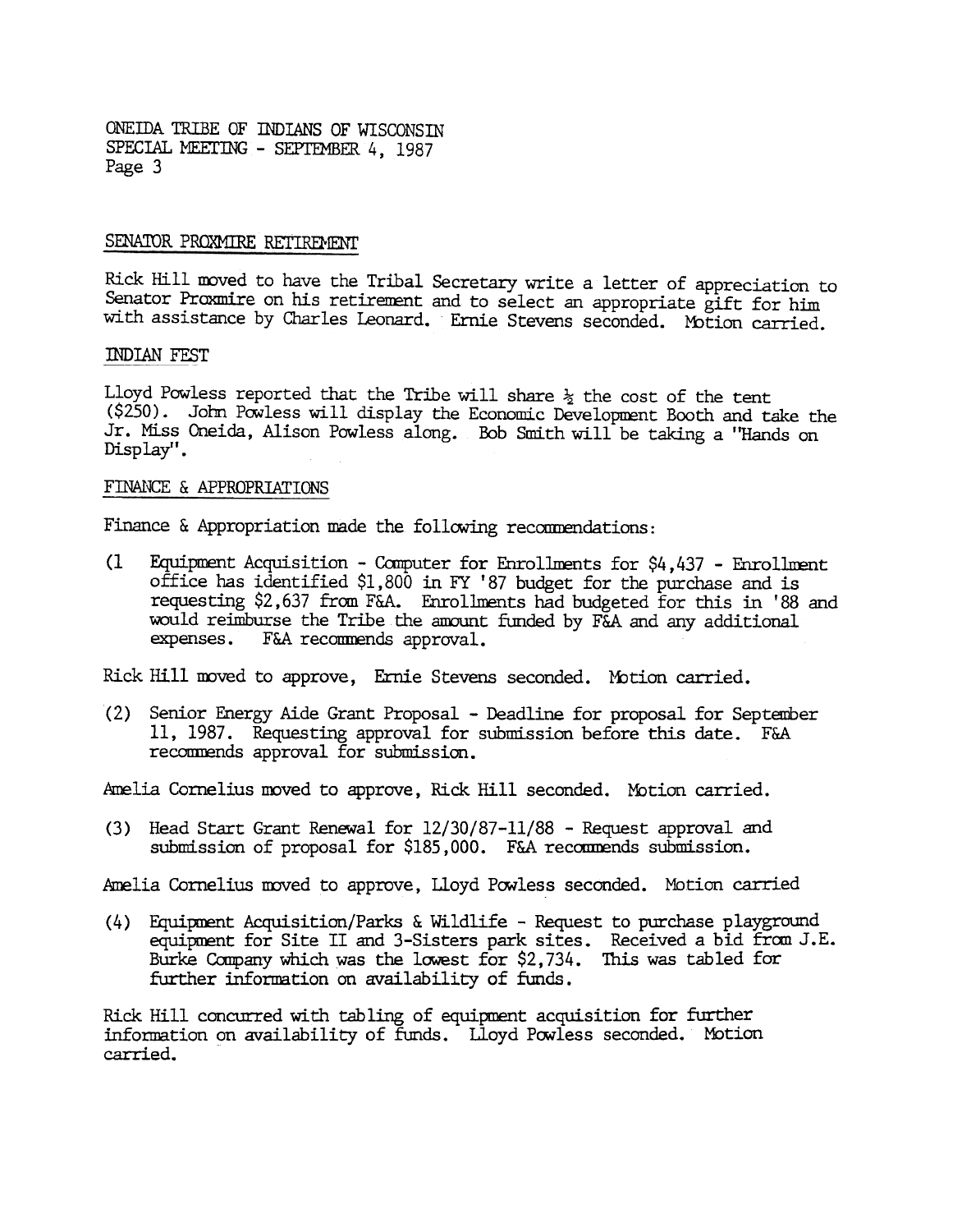ONEIDA TRIBE OF INDIANS OF WISCONSIN
SPECIAL MEETING - SEPTEMBER 4, 1987

## SENATOR PROXMIRE RETIREMENT

Rick Hill moved to have the Tribal Secretary write a letter of appreciation to Senator Proxmire on his retirement and to select an appropriate gift for him with assistance by Charles Leonard. Ernie Stevens seconded. Motion carried.

## INDIAN FEST

Lloyd Powless reported that the Tribe will share ½ the cost of the tent ($250). John Powless will display the Economic Development Booth and take the Jr. Miss Oneida, Alison Powless along. Bob Smith will be taking a "Hands on Display".

## FINANCE & APPROPRIATIONS

Finance & Appropriation made the following recommendations:

(1 Equipment Acquisition - Computer for Enrollments for $4,437 - Enrollment office has identified $1,800 in FY '87 budget for the purchase and is requesting $2,637 from F&A. Enrollments had budgeted for this in '88 and would reimburse the Tribe the amount funded by F&A and any additional expenses. F&A recommends approval.

Rick Hill moved to approve, Ernie Stevens seconded. Motion carried.

(2) Senior Energy Aide Grant Proposal - Deadline for proposal for September 11, 1987. Requesting approval for submission before this date. F&A recommends approval for submission.

Amelia Cornelius moved to approve, Rick Hill seconded. Motion carried.

(3) Head Start Grant Renewal for 12/30/87-11/88 - Request approval and submission of proposal for $185,000. F&A recommends submission.

Amelia Cornelius moved to approve, Lloyd Powless seconded. Motion carried

(4) Equipment Acquisition/Parks & Wildlife - Request to purchase playground equipment for Site II and 3-Sisters park sites. Received a bid from J.E. Burke Company which was the lowest for $2,734. This was tabled for further information on availability of funds.

Rick Hill concurred with tabling of equipment acquisition for further information on availability of funds. Lloyd Powless seconded. Motion carried.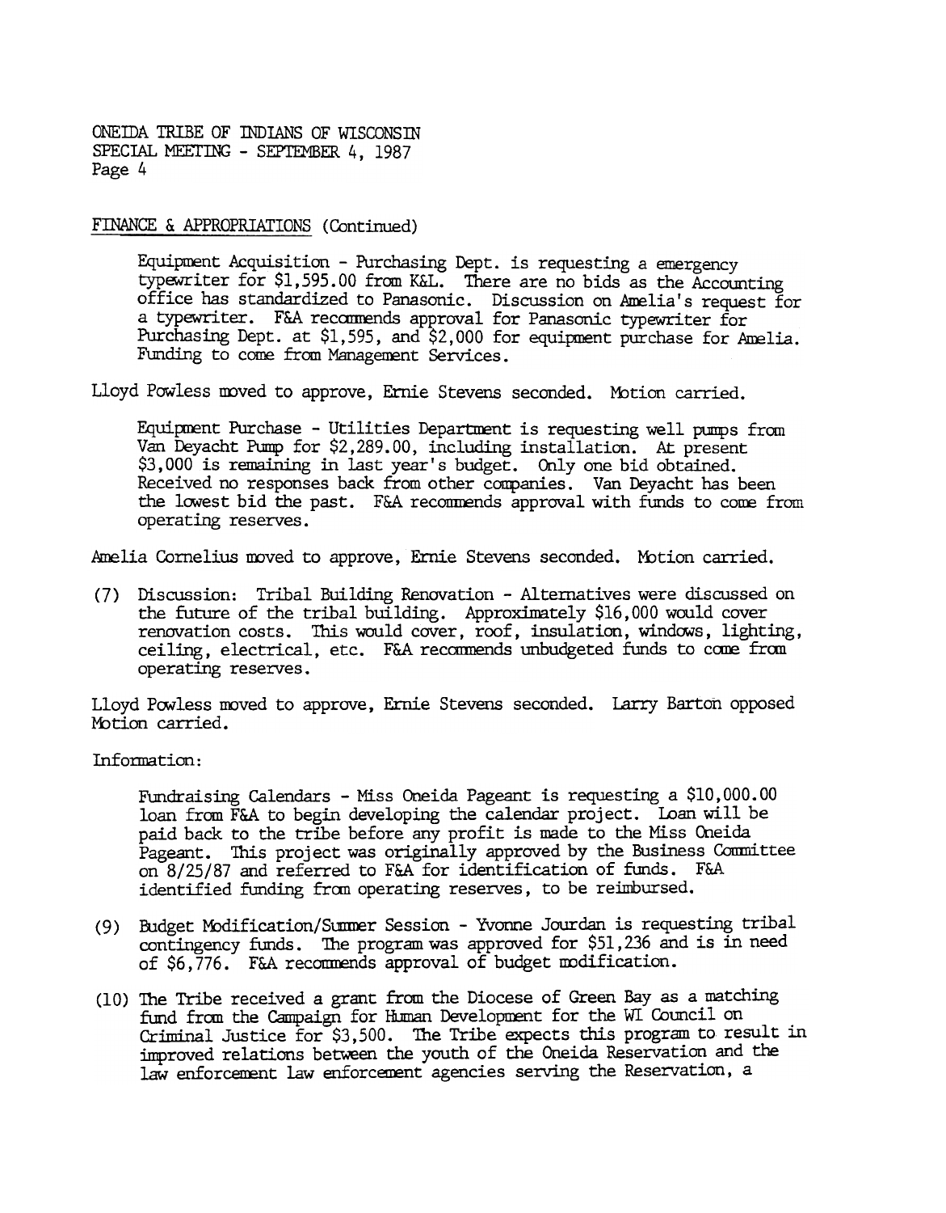FINANCE & APPROPRIATIONS (Continued)

Equipment Acquisition - Purchasing Dept. is requesting a emergency typewriter for $1,595.00 from K&L. There are no bids as the Accounting office has standardized to Panasonic. Discussion on Amelia's request for a typewriter. F&A recommends approval for Panasonic typewriter for Purchasing Dept. at $1,595, and $2,000 for equipment purchase for Amelia. Funding to come from Management Services.

Lloyd Powless moved to approve, Ernie Stevens seconded. Motion carried.

Equipment Purchase - Utilities Department is requesting well pumps from Van Deyacht Pump for $2,289.00, including installation. At present $3,000 is remaining in last year's budget. Only one bid obtained. Received no responses back from other companies. Van Deyacht has been the lowest bid the past. F&A recommends approval with funds to come from operating reserves.

Amelia Cornelius moved to approve, Ernie Stevens seconded. Motion carried.

(7) Discussion: Tribal Building Renovation - Alternatives were discussed on the future of the tribal building. Approximately $16,000 would cover renovation costs. This would cover, roof, insulation, windows, lighting, ceiling, electrical, etc. F&A recommends unbudgeted funds to come from operating reserves.

Lloyd Powless moved to approve, Ernie Stevens seconded. Larry Barton opposed Motion carried.

Information:

Fundraising Calendars - Miss Oneida Pageant is requesting a $10,000.00 loan from F&A to begin developing the calendar project. Loan will be paid back to the tribe before any profit is made to the Miss Oneida Pageant. This project was originally approved by the Business Committee on 8/25/87 and referred to F&A for identification of funds. F&A identified funding from operating reserves, to be reimbursed.

(9) Budget Modification/Summer Session - Yvonne Jourdan is requesting tribal contingency funds. The program was approved for $51,236 and is in need of $6,776. F&A recommends approval of budget modification.

(10) The Tribe received a grant from the Diocese of Green Bay as a matching fund from the Campaign for Human Development for the WI Council on Criminal Justice for $3,500. The Tribe expects this program to result in improved relations between the youth of the Oneida Reservation and the law enforcement law enforcement agencies serving the Reservation, a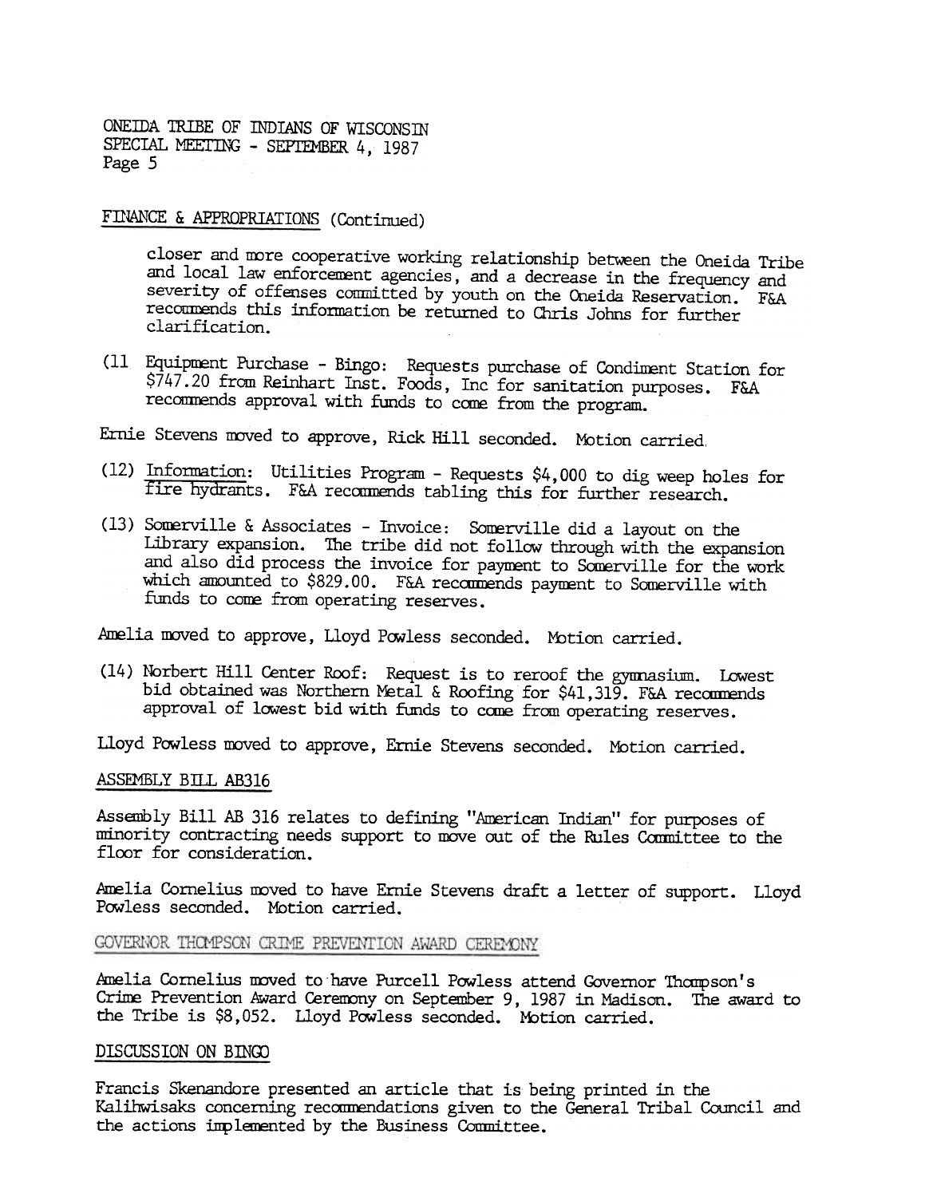## FINANCE & APPROPRIATIONS (Continued)

closer and more cooperative working relationship between the Oneida Tribe and local law enforcement agencies, and a decrease in the frequency and severity of offenses committed by youth on the Oneida Reservation. F&A recommends this information be returned to Chris Johns for further clarification.

(11 Equipment Purchase - Bingo: Requests purchase of Condiment Station for $747.20 from Reinhart Inst. Foods, Inc for sanitation purposes. F&A recommends approval with funds to come from the program.

Ernie Stevens moved to approve, Rick Hill seconded. Motion carried.

(12) Information: Utilities Program - Requests $4,000 to dig weep holes for fire hydrants. F&A recommends tabling this for further research.

(13) Somerville & Associates - Invoice: Somerville did a layout on the Library expansion. The tribe did not follow through with the expansion and also did process the invoice for payment to Somerville for the work which amounted to $829.00. F&A recommends payment to Somerville with funds to come from operating reserves.

Amelia moved to approve, Lloyd Powless seconded. Motion carried.

(14) Norbert Hill Center Roof: Request is to reroof the gymnasium. Lowest bid obtained was Northern Metal & Roofing for $41,319. F&A recommends approval of lowest bid with funds to come from operating reserves.

Lloyd Powless moved to approve, Ernie Stevens seconded. Motion carried.

## ASSEMBLY BILL AB316

Assembly Bill AB 316 relates to defining "American Indian" for purposes of minority contracting needs support to move out of the Rules Committee to the floor for consideration.

Amelia Cornelius moved to have Ernie Stevens draft a letter of support. Lloyd Powless seconded. Motion carried.

## GOVERNOR THOMPSON CRIME PREVENTION AWARD CEREMONY

Amelia Cornelius moved to have Purcell Powless attend Governor Thompson's Crime Prevention Award Ceremony on September 9, 1987 in Madison. The award to the Tribe is $8,052. Lloyd Powless seconded. Motion carried.

## DISCUSSION ON BINGO

Francis Skenandore presented an article that is being printed in the Kalihwisaks concerning recommendations given to the General Tribal Council and the actions implemented by the Business Committee.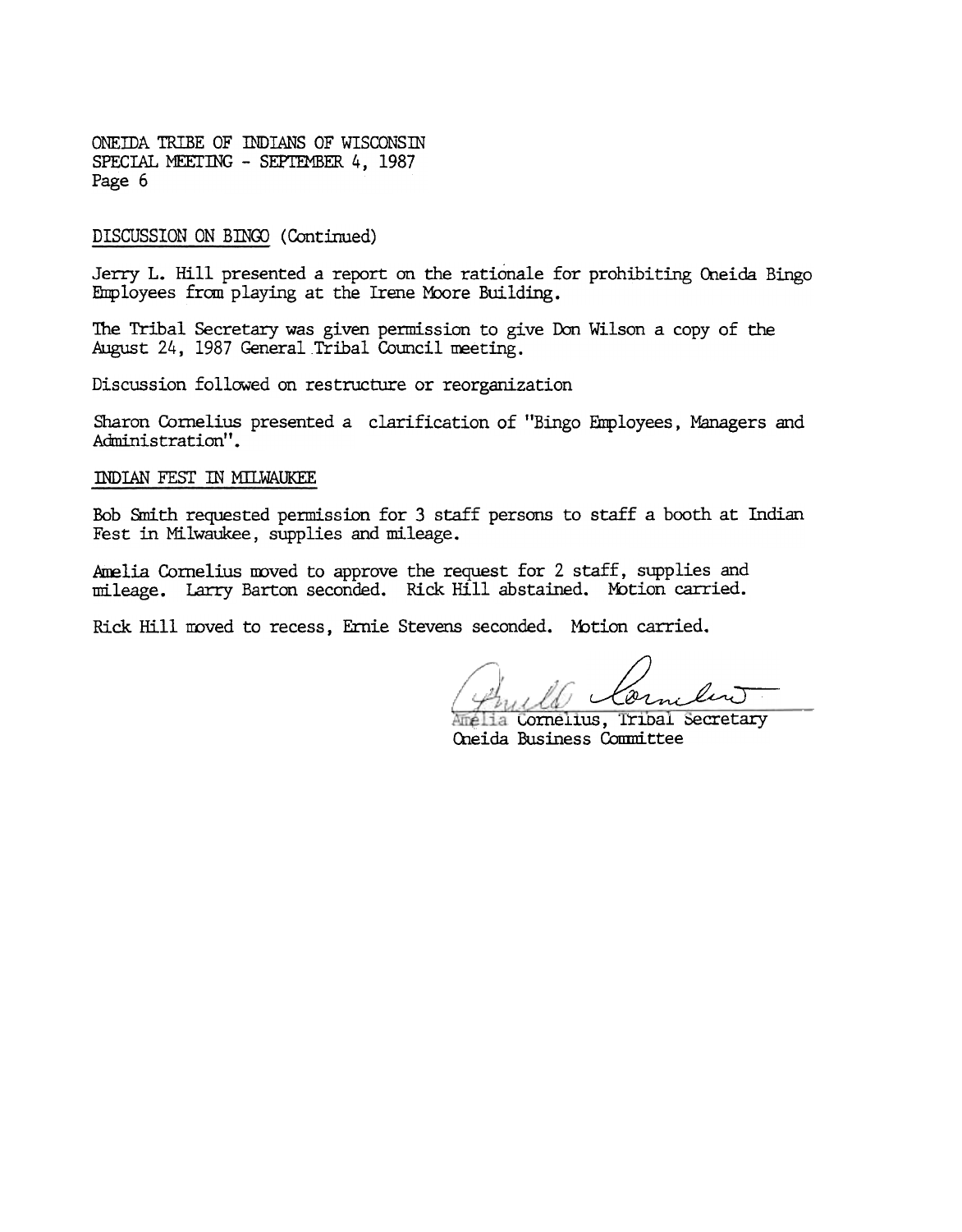ONEIDA TRIBE OF INDIANS OF WISCONSIN
SPECIAL MEETING - SEPTEMBER 4, 1987
Page 6

DISCUSSION ON BINGO (Continued)

Jerry L. Hill presented a report on the rationale for prohibiting Oneida Bingo Employees from playing at the Irene Moore Building.

The Tribal Secretary was given permission to give Don Wilson a copy of the August 24, 1987 General Tribal Council meeting.

Discussion followed on restructure or reorganization

Sharon Cornelius presented a clarification of "Bingo Employees, Managers and Administration".

INDIAN FEST IN MILWAUKEE

Bob Smith requested permission for 3 staff persons to staff a booth at Indian Fest in Milwaukee, supplies and mileage.

Amelia Cornelius moved to approve the request for 2 staff, supplies and mileage. Larry Barton seconded. Rick Hill abstained. Motion carried.

Rick Hill moved to recess, Ernie Stevens seconded. Motion carried.

Amelia Cornelius, Tribal Secretary
Oneida Business Committee